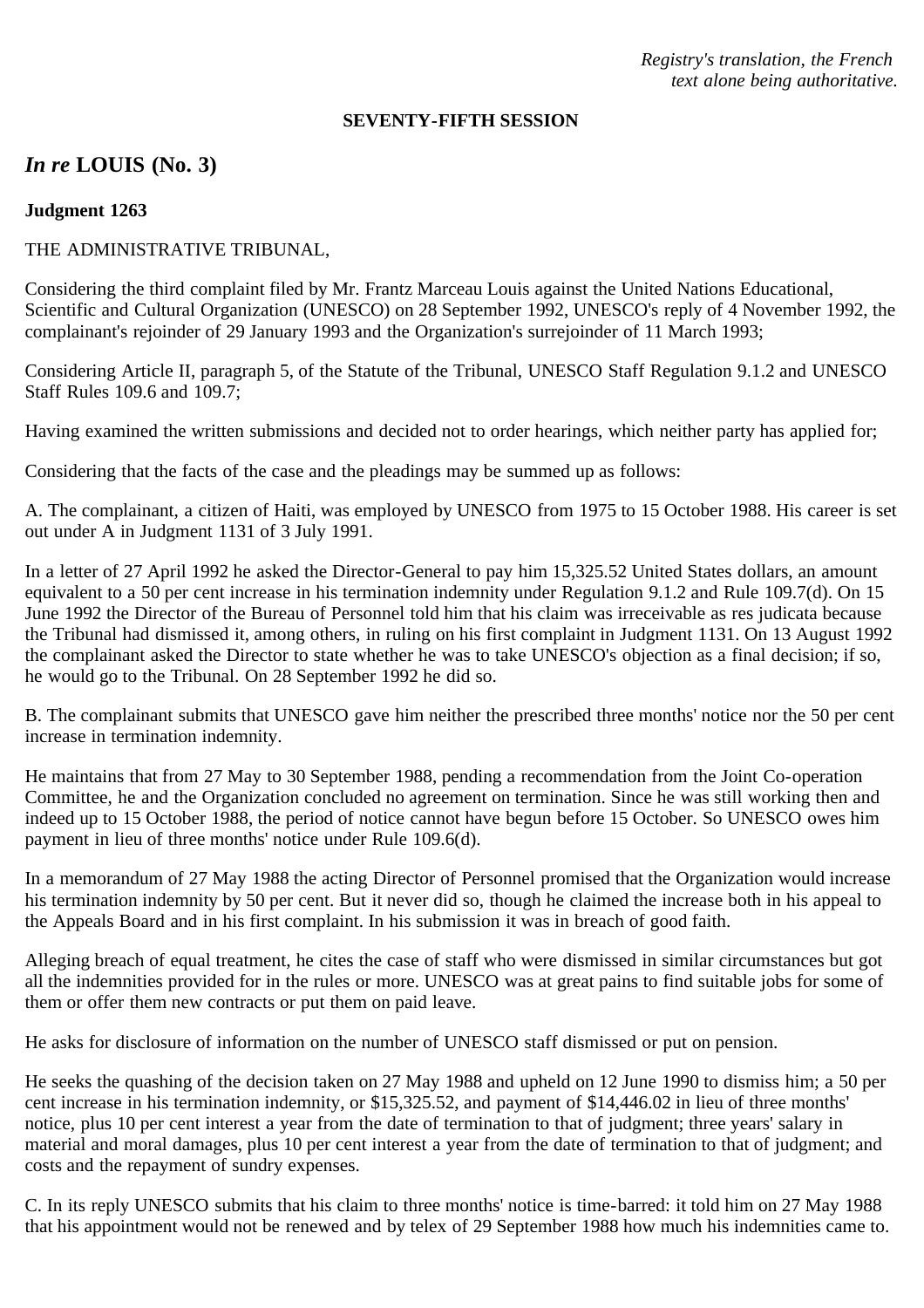*Registry's translation, the French text alone being authoritative.*

**SEVENTY-FIFTH SESSION**

## *In re* LOUIS (No. 3)

**Judgment 1263**

THE ADMINISTRATIVE TRIBUNAL,

Considering the third complaint filed by Mr. Frantz Marceau Louis against the United Nations Educational, Scientific and Cultural Organization (UNESCO) on 28 September 1992, UNESCO's reply of 4 November 1992, the complainant's rejoinder of 29 January 1993 and the Organization's surrejoinder of 11 March 1993;

Considering Article II, paragraph 5, of the Statute of the Tribunal, UNESCO Staff Regulation 9.1.2 and UNESCO Staff Rules 109.6 and 109.7;

Having examined the written submissions and decided not to order hearings, which neither party has applied for;

Considering that the facts of the case and the pleadings may be summed up as follows:

A. The complainant, a citizen of Haiti, was employed by UNESCO from 1975 to 15 October 1988. His career is set out under A in Judgment 1131 of 3 July 1991.

In a letter of 27 April 1992 he asked the Director-General to pay him 15,325.52 United States dollars, an amount equivalent to a 50 per cent increase in his termination indemnity under Regulation 9.1.2 and Rule 109.7(d). On 15 June 1992 the Director of the Bureau of Personnel told him that his claim was irreceivable as res judicata because the Tribunal had dismissed it, among others, in ruling on his first complaint in Judgment 1131. On 13 August 1992 the complainant asked the Director to state whether he was to take UNESCO's objection as a final decision; if so, he would go to the Tribunal. On 28 September 1992 he did so.

B. The complainant submits that UNESCO gave him neither the prescribed three months' notice nor the 50 per cent increase in termination indemnity.

He maintains that from 27 May to 30 September 1988, pending a recommendation from the Joint Co-operation Committee, he and the Organization concluded no agreement on termination. Since he was still working then and indeed up to 15 October 1988, the period of notice cannot have begun before 15 October. So UNESCO owes him payment in lieu of three months' notice under Rule 109.6(d).

In a memorandum of 27 May 1988 the acting Director of Personnel promised that the Organization would increase his termination indemnity by 50 per cent. But it never did so, though he claimed the increase both in his appeal to the Appeals Board and in his first complaint. In his submission it was in breach of good faith.

Alleging breach of equal treatment, he cites the case of staff who were dismissed in similar circumstances but got all the indemnities provided for in the rules or more. UNESCO was at great pains to find suitable jobs for some of them or offer them new contracts or put them on paid leave.

He asks for disclosure of information on the number of UNESCO staff dismissed or put on pension.

He seeks the quashing of the decision taken on 27 May 1988 and upheld on 12 June 1990 to dismiss him; a 50 per cent increase in his termination indemnity, or $15,325.52, and payment of $14,446.02 in lieu of three months' notice, plus 10 per cent interest a year from the date of termination to that of judgment; three years' salary in material and moral damages, plus 10 per cent interest a year from the date of termination to that of judgment; and costs and the repayment of sundry expenses.

C. In its reply UNESCO submits that his claim to three months' notice is time-barred: it told him on 27 May 1988 that his appointment would not be renewed and by telex of 29 September 1988 how much his indemnities came to.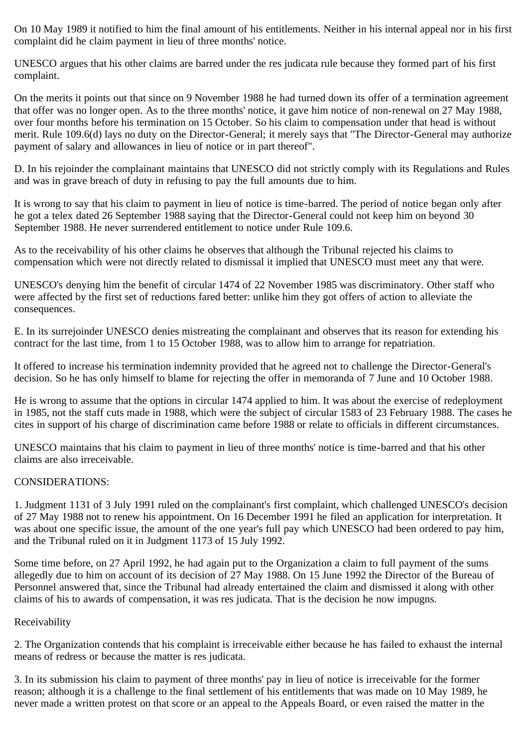On 10 May 1989 it notified to him the final amount of his entitlements. Neither in his internal appeal nor in his first complaint did he claim payment in lieu of three months' notice.

UNESCO argues that his other claims are barred under the res judicata rule because they formed part of his first complaint.

On the merits it points out that since on 9 November 1988 he had turned down its offer of a termination agreement that offer was no longer open. As to the three months' notice, it gave him notice of non-renewal on 27 May 1988, over four months before his termination on 15 October. So his claim to compensation under that head is without merit. Rule 109.6(d) lays no duty on the Director-General; it merely says that "The Director-General may authorize payment of salary and allowances in lieu of notice or in part thereof".

D. In his rejoinder the complainant maintains that UNESCO did not strictly comply with its Regulations and Rules and was in grave breach of duty in refusing to pay the full amounts due to him.

It is wrong to say that his claim to payment in lieu of notice is time-barred. The period of notice began only after he got a telex dated 26 September 1988 saying that the Director-General could not keep him on beyond 30 September 1988. He never surrendered entitlement to notice under Rule 109.6.

As to the receivability of his other claims he observes that although the Tribunal rejected his claims to compensation which were not directly related to dismissal it implied that UNESCO must meet any that were.

UNESCO's denying him the benefit of circular 1474 of 22 November 1985 was discriminatory. Other staff who were affected by the first set of reductions fared better: unlike him they got offers of action to alleviate the consequences.

E. In its surrejoinder UNESCO denies mistreating the complainant and observes that its reason for extending his contract for the last time, from 1 to 15 October 1988, was to allow him to arrange for repatriation.

It offered to increase his termination indemnity provided that he agreed not to challenge the Director-General's decision. So he has only himself to blame for rejecting the offer in memoranda of 7 June and 10 October 1988.

He is wrong to assume that the options in circular 1474 applied to him. It was about the exercise of redeployment in 1985, not the staff cuts made in 1988, which were the subject of circular 1583 of 23 February 1988. The cases he cites in support of his charge of discrimination came before 1988 or relate to officials in different circumstances.

UNESCO maintains that his claim to payment in lieu of three months' notice is time-barred and that his other claims are also irreceivable.

CONSIDERATIONS:

1. Judgment 1131 of 3 July 1991 ruled on the complainant's first complaint, which challenged UNESCO's decision of 27 May 1988 not to renew his appointment. On 16 December 1991 he filed an application for interpretation. It was about one specific issue, the amount of the one year's full pay which UNESCO had been ordered to pay him, and the Tribunal ruled on it in Judgment 1173 of 15 July 1992.

Some time before, on 27 April 1992, he had again put to the Organization a claim to full payment of the sums allegedly due to him on account of its decision of 27 May 1988. On 15 June 1992 the Director of the Bureau of Personnel answered that, since the Tribunal had already entertained the claim and dismissed it along with other claims of his to awards of compensation, it was res judicata. That is the decision he now impugns.

Receivability

2. The Organization contends that his complaint is irreceivable either because he has failed to exhaust the internal means of redress or because the matter is res judicata.

3. In its submission his claim to payment of three months' pay in lieu of notice is irreceivable for the former reason; although it is a challenge to the final settlement of his entitlements that was made on 10 May 1989, he never made a written protest on that score or an appeal to the Appeals Board, or even raised the matter in the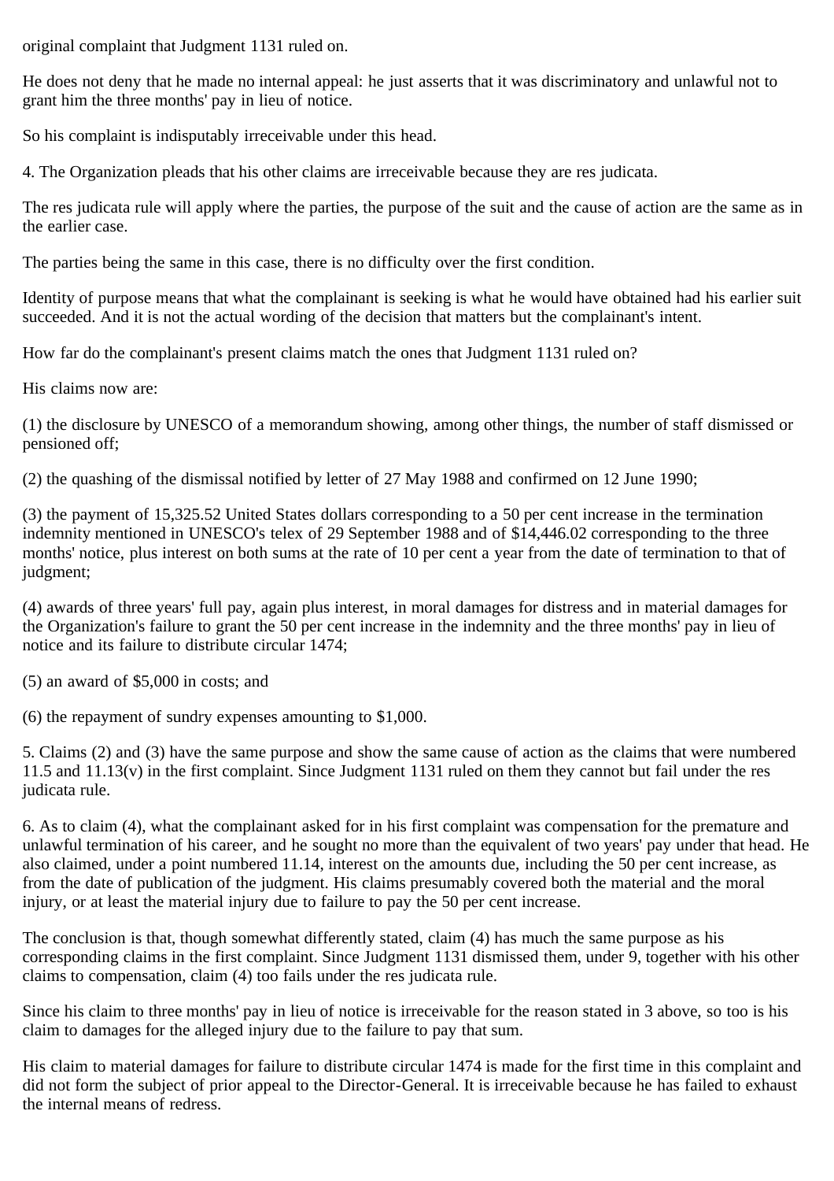original complaint that Judgment 1131 ruled on.

He does not deny that he made no internal appeal: he just asserts that it was discriminatory and unlawful not to grant him the three months' pay in lieu of notice.

So his complaint is indisputably irreceivable under this head.

4. The Organization pleads that his other claims are irreceivable because they are res judicata.

The res judicata rule will apply where the parties, the purpose of the suit and the cause of action are the same as in the earlier case.

The parties being the same in this case, there is no difficulty over the first condition.

Identity of purpose means that what the complainant is seeking is what he would have obtained had his earlier suit succeeded. And it is not the actual wording of the decision that matters but the complainant's intent.

How far do the complainant's present claims match the ones that Judgment 1131 ruled on?

His claims now are:

(1) the disclosure by UNESCO of a memorandum showing, among other things, the number of staff dismissed or pensioned off;

(2) the quashing of the dismissal notified by letter of 27 May 1988 and confirmed on 12 June 1990;

(3) the payment of 15,325.52 United States dollars corresponding to a 50 per cent increase in the termination indemnity mentioned in UNESCO's telex of 29 September 1988 and of $14,446.02 corresponding to the three months' notice, plus interest on both sums at the rate of 10 per cent a year from the date of termination to that of judgment;

(4) awards of three years' full pay, again plus interest, in moral damages for distress and in material damages for the Organization's failure to grant the 50 per cent increase in the indemnity and the three months' pay in lieu of notice and its failure to distribute circular 1474;

(5) an award of $5,000 in costs; and

(6) the repayment of sundry expenses amounting to $1,000.

5. Claims (2) and (3) have the same purpose and show the same cause of action as the claims that were numbered 11.5 and 11.13(v) in the first complaint. Since Judgment 1131 ruled on them they cannot but fail under the res judicata rule.

6. As to claim (4), what the complainant asked for in his first complaint was compensation for the premature and unlawful termination of his career, and he sought no more than the equivalent of two years' pay under that head. He also claimed, under a point numbered 11.14, interest on the amounts due, including the 50 per cent increase, as from the date of publication of the judgment. His claims presumably covered both the material and the moral injury, or at least the material injury due to failure to pay the 50 per cent increase.

The conclusion is that, though somewhat differently stated, claim (4) has much the same purpose as his corresponding claims in the first complaint. Since Judgment 1131 dismissed them, under 9, together with his other claims to compensation, claim (4) too fails under the res judicata rule.

Since his claim to three months' pay in lieu of notice is irreceivable for the reason stated in 3 above, so too is his claim to damages for the alleged injury due to the failure to pay that sum.

His claim to material damages for failure to distribute circular 1474 is made for the first time in this complaint and did not form the subject of prior appeal to the Director-General. It is irreceivable because he has failed to exhaust the internal means of redress.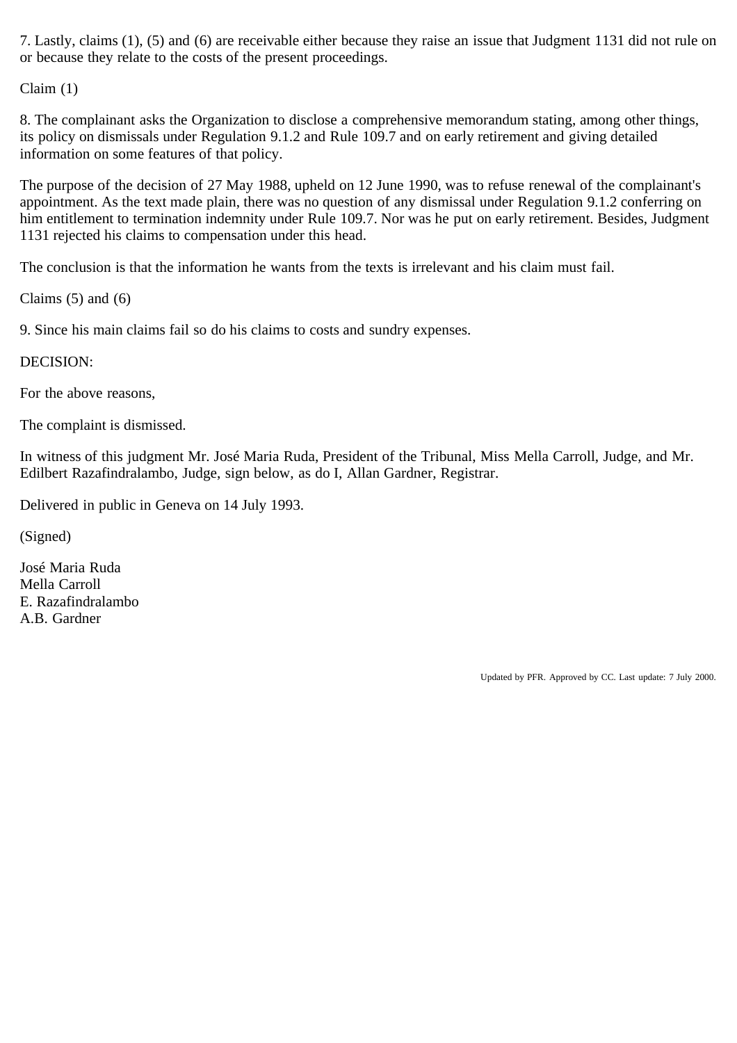7. Lastly, claims (1), (5) and (6) are receivable either because they raise an issue that Judgment 1131 did not rule on or because they relate to the costs of the present proceedings.

Claim (1)

8. The complainant asks the Organization to disclose a comprehensive memorandum stating, among other things, its policy on dismissals under Regulation 9.1.2 and Rule 109.7 and on early retirement and giving detailed information on some features of that policy.

The purpose of the decision of 27 May 1988, upheld on 12 June 1990, was to refuse renewal of the complainant's appointment. As the text made plain, there was no question of any dismissal under Regulation 9.1.2 conferring on him entitlement to termination indemnity under Rule 109.7. Nor was he put on early retirement. Besides, Judgment 1131 rejected his claims to compensation under this head.

The conclusion is that the information he wants from the texts is irrelevant and his claim must fail.

Claims (5) and (6)

9. Since his main claims fail so do his claims to costs and sundry expenses.

DECISION:

For the above reasons,

The complaint is dismissed.

In witness of this judgment Mr. José Maria Ruda, President of the Tribunal, Miss Mella Carroll, Judge, and Mr. Edilbert Razafindralambo, Judge, sign below, as do I, Allan Gardner, Registrar.

Delivered in public in Geneva on 14 July 1993.

(Signed)

José Maria Ruda
Mella Carroll
E. Razafindralambo
A.B. Gardner

Updated by PFR. Approved by CC. Last update: 7 July 2000.